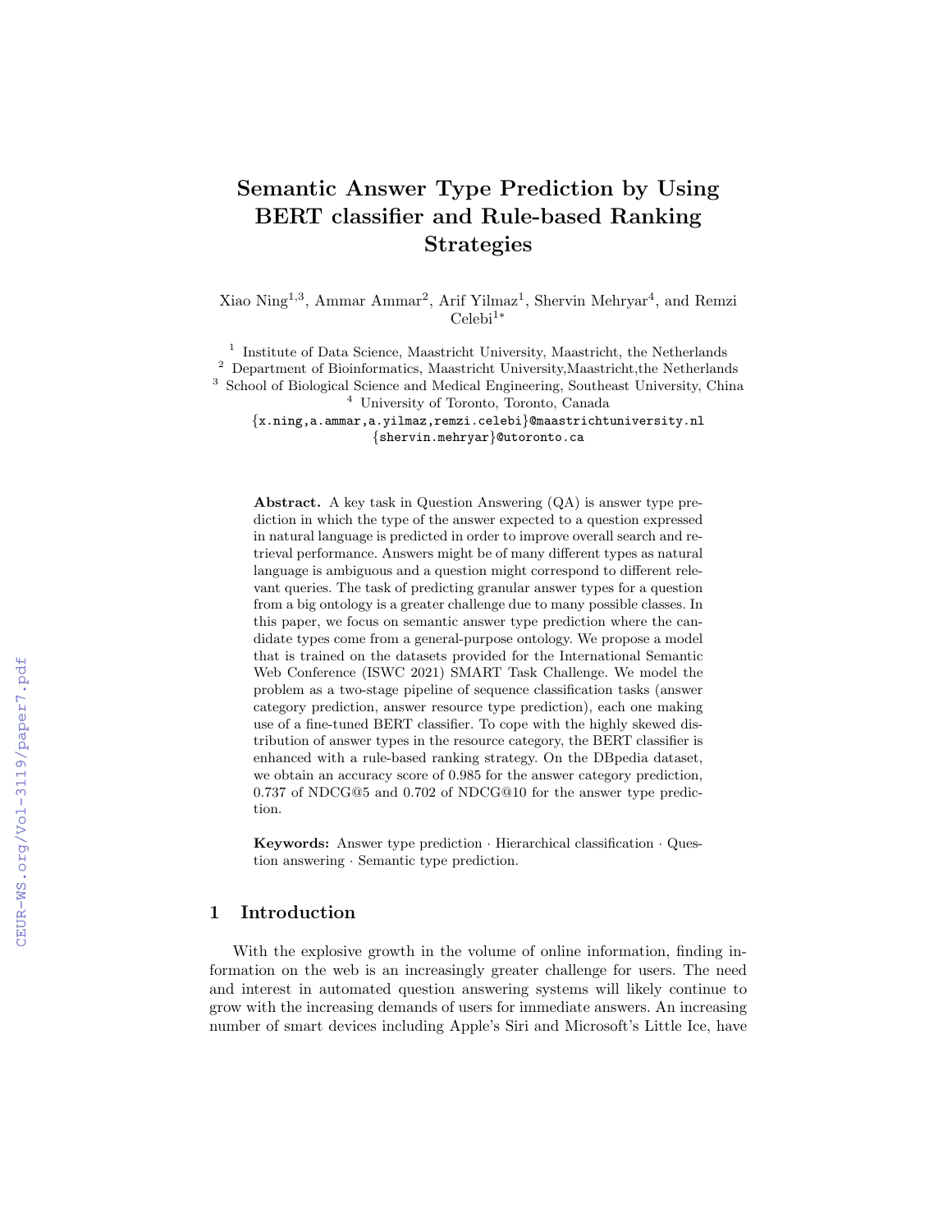# Semantic Answer Type Prediction by Using BERT classifier and Rule-based Ranking Strategies

Xiao Ning[1,3], Ammar Ammar[2], Arif Yilmaz[1], Shervin Mehryar[4], and Remzi Celebi[1*]

[1] Institute of Data Science, Maastricht University, Maastricht, the Netherlands
[2] Department of Bioinformatics, Maastricht University,Maastricht,the Netherlands
[3] School of Biological Science and Medical Engineering, Southeast University, China
[4] University of Toronto, Toronto, Canada

{x.ning,a.ammar,a.yilmaz,remzi.celebi}@maastrichtuniversity.nl
{shervin.mehryar}@utoronto.ca

**Abstract.** A key task in Question Answering (QA) is answer type prediction in which the type of the answer expected to a question expressed in natural language is predicted in order to improve overall search and retrieval performance. Answers might be of many different types as natural language is ambiguous and a question might correspond to different relevant queries. The task of predicting granular answer types for a question from a big ontology is a greater challenge due to many possible classes. In this paper, we focus on semantic answer type prediction where the candidate types come from a general-purpose ontology. We propose a model that is trained on the datasets provided for the International Semantic Web Conference (ISWC 2021) SMART Task Challenge. We model the problem as a two-stage pipeline of sequence classification tasks (answer category prediction, answer resource type prediction), each one making use of a fine-tuned BERT classifier. To cope with the highly skewed distribution of answer types in the resource category, the BERT classifier is enhanced with a rule-based ranking strategy. On the DBpedia dataset, we obtain an accuracy score of 0.985 for the answer category prediction, 0.737 of NDCG@5 and 0.702 of NDCG@10 for the answer type prediction.

**Keywords:** Answer type prediction · Hierarchical classification · Question answering · Semantic type prediction.

## 1 Introduction

With the explosive growth in the volume of online information, finding information on the web is an increasingly greater challenge for users. The need and interest in automated question answering systems will likely continue to grow with the increasing demands of users for immediate answers. An increasing number of smart devices including Apple's Siri and Microsoft's Little Ice, have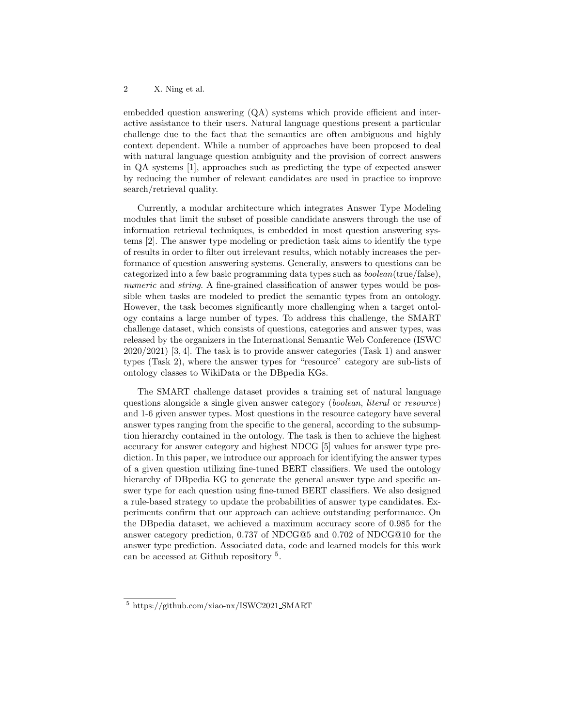embedded question answering (QA) systems which provide efficient and interactive assistance to their users. Natural language questions present a particular challenge due to the fact that the semantics are often ambiguous and highly context dependent. While a number of approaches have been proposed to deal with natural language question ambiguity and the provision of correct answers in QA systems [1], approaches such as predicting the type of expected answer by reducing the number of relevant candidates are used in practice to improve search/retrieval quality.

Currently, a modular architecture which integrates Answer Type Modeling modules that limit the subset of possible candidate answers through the use of information retrieval techniques, is embedded in most question answering systems [2]. The answer type modeling or prediction task aims to identify the type of results in order to filter out irrelevant results, which notably increases the performance of question answering systems. Generally, answers to questions can be categorized into a few basic programming data types such as *boolean*(true/false), *numeric* and *string*. A fine-grained classification of answer types would be possible when tasks are modeled to predict the semantic types from an ontology. However, the task becomes significantly more challenging when a target ontology contains a large number of types. To address this challenge, the SMART challenge dataset, which consists of questions, categories and answer types, was released by the organizers in the International Semantic Web Conference (ISWC 2020/2021) [3, 4]. The task is to provide answer categories (Task 1) and answer types (Task 2), where the answer types for "resource" category are sub-lists of ontology classes to WikiData or the DBpedia KGs.

The SMART challenge dataset provides a training set of natural language questions alongside a single given answer category (*boolean*, *literal* or *resource*) and 1-6 given answer types. Most questions in the resource category have several answer types ranging from the specific to the general, according to the subsumption hierarchy contained in the ontology. The task is then to achieve the highest accuracy for answer category and highest NDCG [5] values for answer type prediction. In this paper, we introduce our approach for identifying the answer types of a given question utilizing fine-tuned BERT classifiers. We used the ontology hierarchy of DBpedia KG to generate the general answer type and specific answer type for each question using fine-tuned BERT classifiers. We also designed a rule-based strategy to update the probabilities of answer type candidates. Experiments confirm that our approach can achieve outstanding performance. On the DBpedia dataset, we achieved a maximum accuracy score of 0.985 for the answer category prediction, 0.737 of NDCG@5 and 0.702 of NDCG@10 for the answer type prediction. Associated data, code and learned models for this work can be accessed at Github repository [5].

[5] https://github.com/xiao-nx/ISWC2021_SMART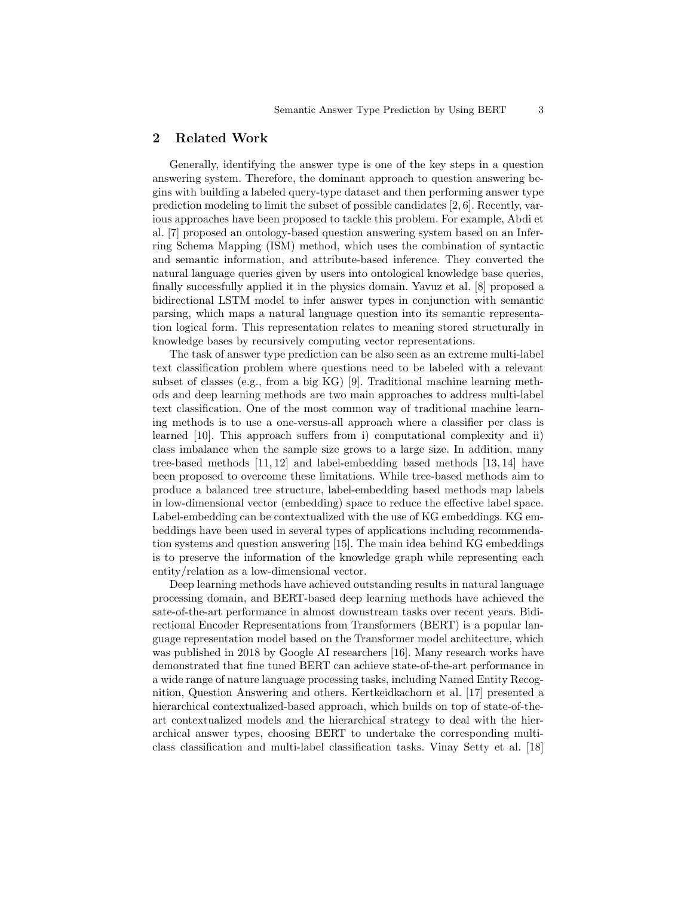## 2 Related Work

Generally, identifying the answer type is one of the key steps in a question answering system. Therefore, the dominant approach to question answering begins with building a labeled query-type dataset and then performing answer type prediction modeling to limit the subset of possible candidates [2, 6]. Recently, various approaches have been proposed to tackle this problem. For example, Abdi et al. [7] proposed an ontology-based question answering system based on an Inferring Schema Mapping (ISM) method, which uses the combination of syntactic and semantic information, and attribute-based inference. They converted the natural language queries given by users into ontological knowledge base queries, finally successfully applied it in the physics domain. Yavuz et al. [8] proposed a bidirectional LSTM model to infer answer types in conjunction with semantic parsing, which maps a natural language question into its semantic representation logical form. This representation relates to meaning stored structurally in knowledge bases by recursively computing vector representations.

The task of answer type prediction can be also seen as an extreme multi-label text classification problem where questions need to be labeled with a relevant subset of classes (e.g., from a big KG) [9]. Traditional machine learning methods and deep learning methods are two main approaches to address multi-label text classification. One of the most common way of traditional machine learning methods is to use a one-versus-all approach where a classifier per class is learned [10]. This approach suffers from i) computational complexity and ii) class imbalance when the sample size grows to a large size. In addition, many tree-based methods [11, 12] and label-embedding based methods [13, 14] have been proposed to overcome these limitations. While tree-based methods aim to produce a balanced tree structure, label-embedding based methods map labels in low-dimensional vector (embedding) space to reduce the effective label space. Label-embedding can be contextualized with the use of KG embeddings. KG embeddings have been used in several types of applications including recommendation systems and question answering [15]. The main idea behind KG embeddings is to preserve the information of the knowledge graph while representing each entity/relation as a low-dimensional vector.

Deep learning methods have achieved outstanding results in natural language processing domain, and BERT-based deep learning methods have achieved the sate-of-the-art performance in almost downstream tasks over recent years. Bidirectional Encoder Representations from Transformers (BERT) is a popular language representation model based on the Transformer model architecture, which was published in 2018 by Google AI researchers [16]. Many research works have demonstrated that fine tuned BERT can achieve state-of-the-art performance in a wide range of nature language processing tasks, including Named Entity Recognition, Question Answering and others. Kertkeidkachorn et al. [17] presented a hierarchical contextualized-based approach, which builds on top of state-of-the-art contextualized models and the hierarchical strategy to deal with the hierarchical answer types, choosing BERT to undertake the corresponding multi-class classification and multi-label classification tasks. Vinay Setty et al. [18]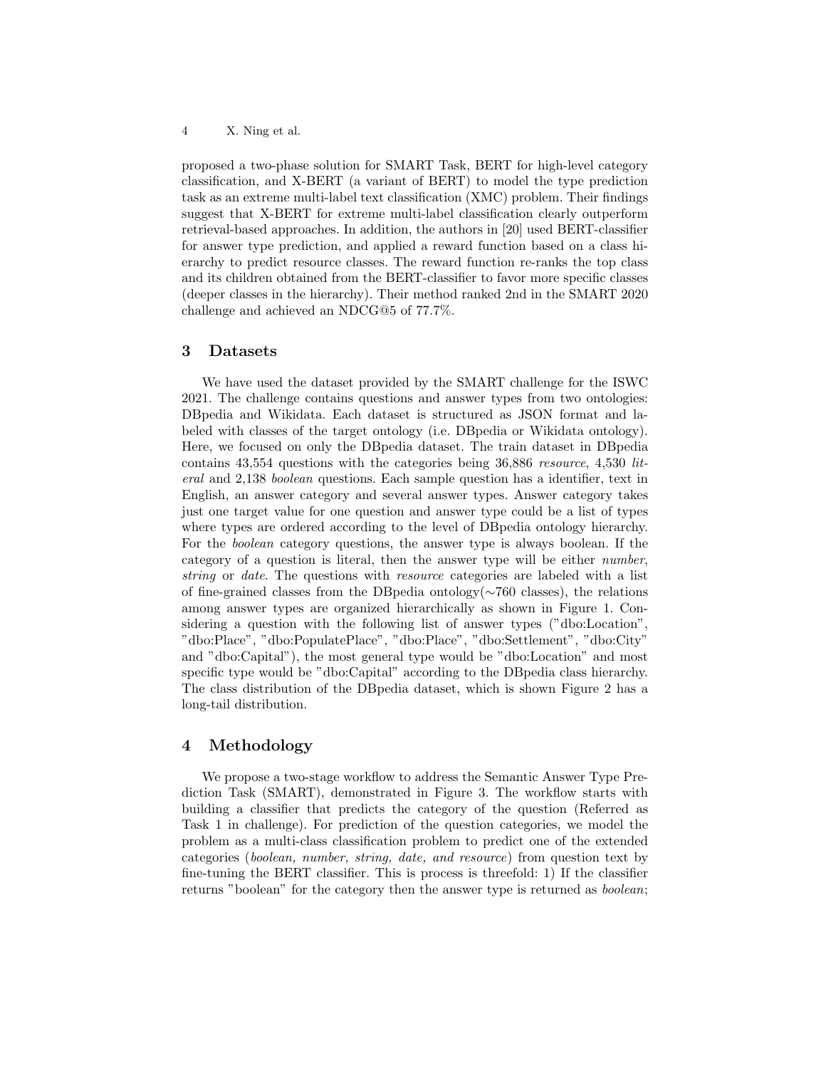proposed a two-phase solution for SMART Task, BERT for high-level category classification, and X-BERT (a variant of BERT) to model the type prediction task as an extreme multi-label text classification (XMC) problem. Their findings suggest that X-BERT for extreme multi-label classification clearly outperform retrieval-based approaches. In addition, the authors in [20] used BERT-classifier for answer type prediction, and applied a reward function based on a class hierarchy to predict resource classes. The reward function re-ranks the top class and its children obtained from the BERT-classifier to favor more specific classes (deeper classes in the hierarchy). Their method ranked 2nd in the SMART 2020 challenge and achieved an NDCG@5 of 77.7%.

## 3 Datasets

We have used the dataset provided by the SMART challenge for the ISWC 2021. The challenge contains questions and answer types from two ontologies: DBpedia and Wikidata. Each dataset is structured as JSON format and labeled with classes of the target ontology (i.e. DBpedia or Wikidata ontology). Here, we focused on only the DBpedia dataset. The train dataset in DBpedia contains 43,554 questions with the categories being 36,886 *resource*, 4,530 *literal* and 2,138 *boolean* questions. Each sample question has a identifier, text in English, an answer category and several answer types. Answer category takes just one target value for one question and answer type could be a list of types where types are ordered according to the level of DBpedia ontology hierarchy. For the *boolean* category questions, the answer type is always boolean. If the category of a question is literal, then the answer type will be either *number*, *string* or *date*. The questions with *resource* categories are labeled with a list of fine-grained classes from the DBpedia ontology($\sim$760 classes), the relations among answer types are organized hierarchically as shown in Figure 1. Considering a question with the following list of answer types ("dbo:Location", "dbo:Place", "dbo:PopulatePlace", "dbo:Place", "dbo:Settlement", "dbo:City" and "dbo:Capital"), the most general type would be "dbo:Location" and most specific type would be "dbo:Capital" according to the DBpedia class hierarchy. The class distribution of the DBpedia dataset, which is shown Figure 2 has a long-tail distribution.

## 4 Methodology

We propose a two-stage workflow to address the Semantic Answer Type Prediction Task (SMART), demonstrated in Figure 3. The workflow starts with building a classifier that predicts the category of the question (Referred as Task 1 in challenge). For prediction of the question categories, we model the problem as a multi-class classification problem to predict one of the extended categories (*boolean, number, string, date, and resource*) from question text by fine-tuning the BERT classifier. This is process is threefold: 1) If the classifier returns "boolean" for the category then the answer type is returned as *boolean*;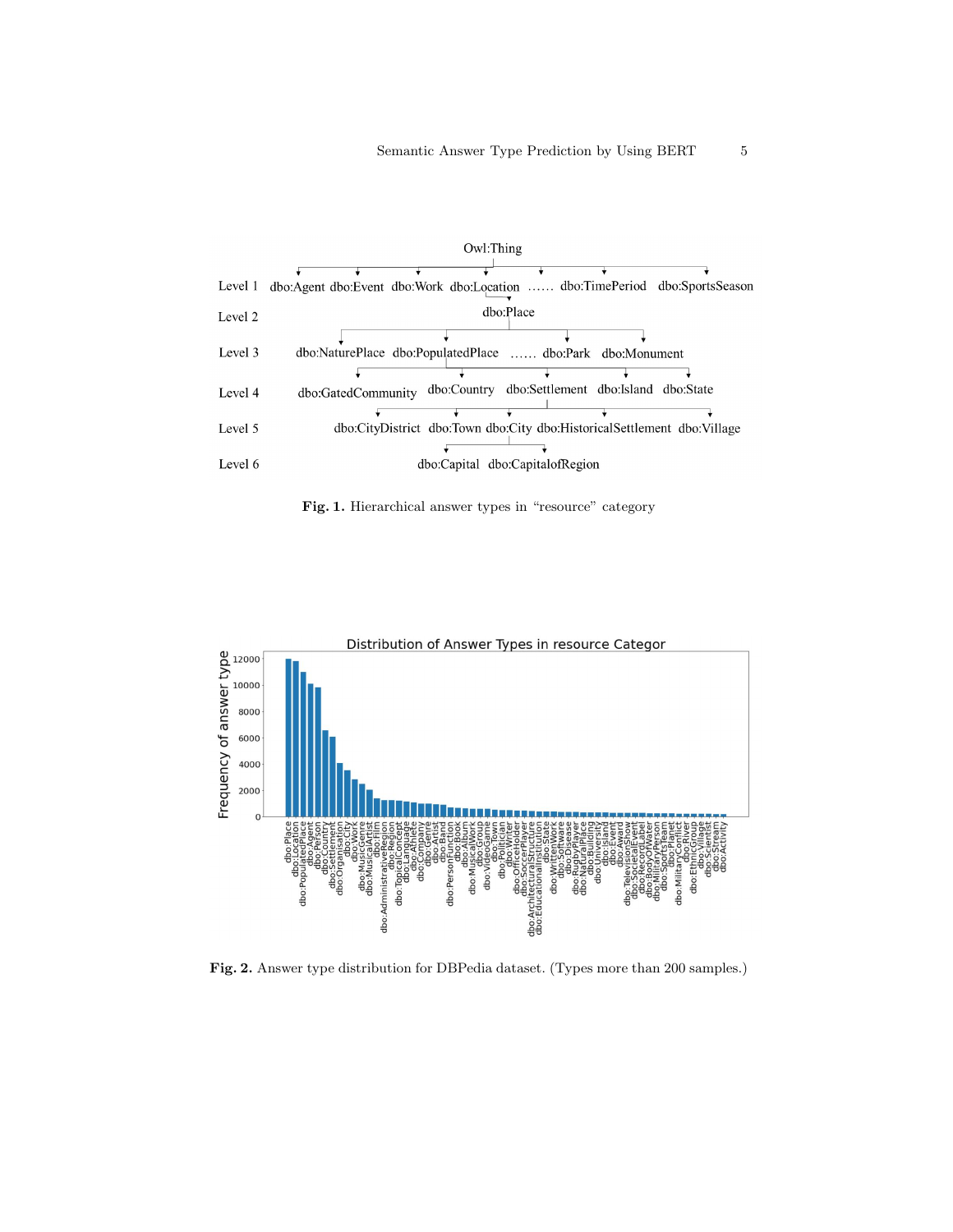Fig. 1. Hierarchical answer types in "resource" category

Fig. 2. Answer type distribution for DBPedia dataset. (Types more than 200 samples.)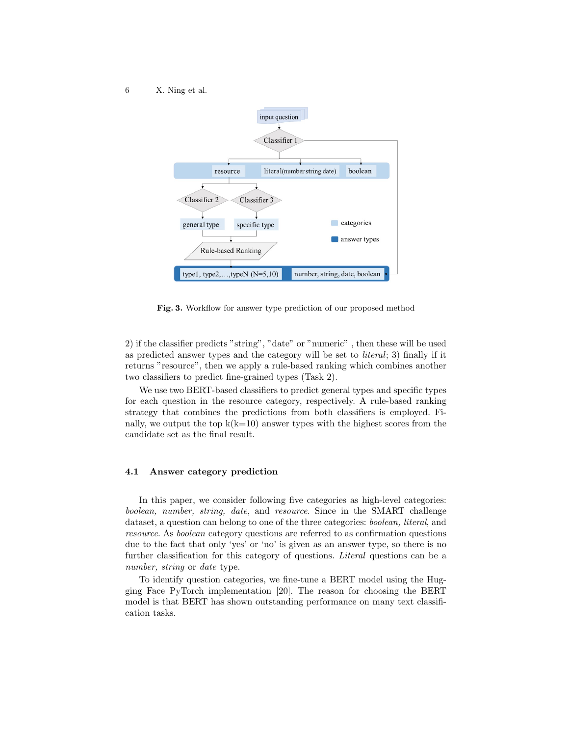Fig. 3. Workflow for answer type prediction of our proposed method

2) if the classifier predicts "string", "date" or "numeric" , then these will be used as predicted answer types and the category will be set to *literal*; 3) finally if it returns "resource", then we apply a rule-based ranking which combines another two classifiers to predict fine-grained types (Task 2).

We use two BERT-based classifiers to predict general types and specific types for each question in the resource category, respectively. A rule-based ranking strategy that combines the predictions from both classifiers is employed. Finally, we output the top k(k=10) answer types with the highest scores from the candidate set as the final result.

### 4.1 Answer category prediction

In this paper, we consider following five categories as high-level categories: *boolean, number, string, date*, and *resource*. Since in the SMART challenge dataset, a question can belong to one of the three categories: *boolean, literal*, and *resource*. As *boolean* category questions are referred to as confirmation questions due to the fact that only 'yes' or 'no' is given as an answer type, so there is no further classification for this category of questions. *Literal* questions can be a *number, string* or *date* type.

To identify question categories, we fine-tune a BERT model using the Hugging Face PyTorch implementation [20]. The reason for choosing the BERT model is that BERT has shown outstanding performance on many text classification tasks.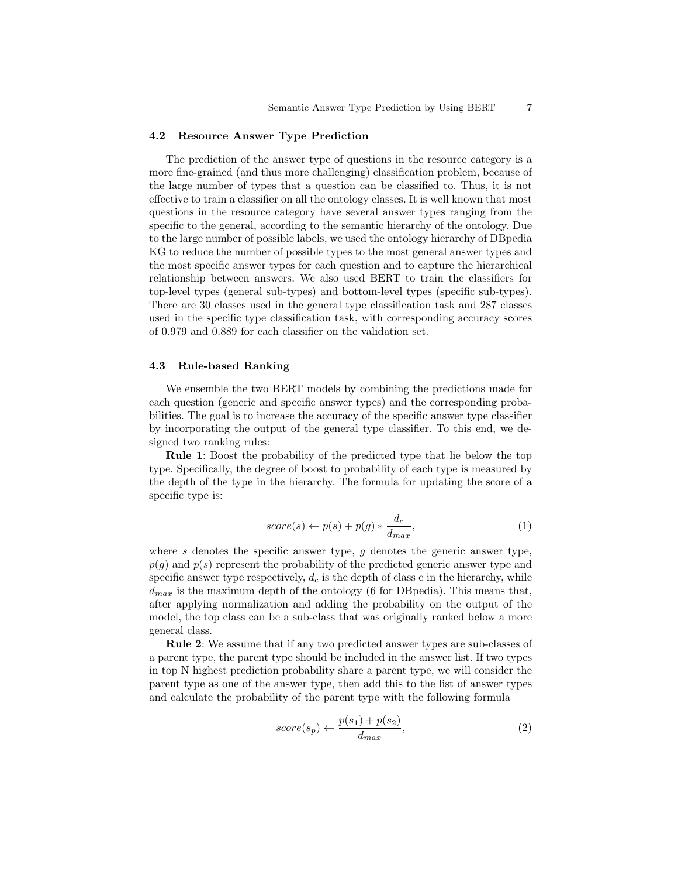### 4.2 Resource Answer Type Prediction

The prediction of the answer type of questions in the resource category is a more fine-grained (and thus more challenging) classification problem, because of the large number of types that a question can be classified to. Thus, it is not effective to train a classifier on all the ontology classes. It is well known that most questions in the resource category have several answer types ranging from the specific to the general, according to the semantic hierarchy of the ontology. Due to the large number of possible labels, we used the ontology hierarchy of DBpedia KG to reduce the number of possible types to the most general answer types and the most specific answer types for each question and to capture the hierarchical relationship between answers. We also used BERT to train the classifiers for top-level types (general sub-types) and bottom-level types (specific sub-types). There are 30 classes used in the general type classification task and 287 classes used in the specific type classification task, with corresponding accuracy scores of 0.979 and 0.889 for each classifier on the validation set.

### 4.3 Rule-based Ranking

We ensemble the two BERT models by combining the predictions made for each question (generic and specific answer types) and the corresponding probabilities. The goal is to increase the accuracy of the specific answer type classifier by incorporating the output of the general type classifier. To this end, we designed two ranking rules:

**Rule 1**: Boost the probability of the predicted type that lie below the top type. Specifically, the degree of boost to probability of each type is measured by the depth of the type in the hierarchy. The formula for updating the score of a specific type is:

$$score(s) \leftarrow p(s) + p(g) * \frac{d_c}{d_{max}}, \tag{1}$$

where $s$ denotes the specific answer type, $g$ denotes the generic answer type, $p(g)$ and $p(s)$ represent the probability of the predicted generic answer type and specific answer type respectively, $d_c$ is the depth of class c in the hierarchy, while $d_{max}$ is the maximum depth of the ontology (6 for DBpedia). This means that, after applying normalization and adding the probability on the output of the model, the top class can be a sub-class that was originally ranked below a more general class.

**Rule 2**: We assume that if any two predicted answer types are sub-classes of a parent type, the parent type should be included in the answer list. If two types in top N highest prediction probability share a parent type, we will consider the parent type as one of the answer type, then add this to the list of answer types and calculate the probability of the parent type with the following formula

$$score(s_p) \leftarrow \frac{p(s_1) + p(s_2)}{d_{max}}, \tag{2}$$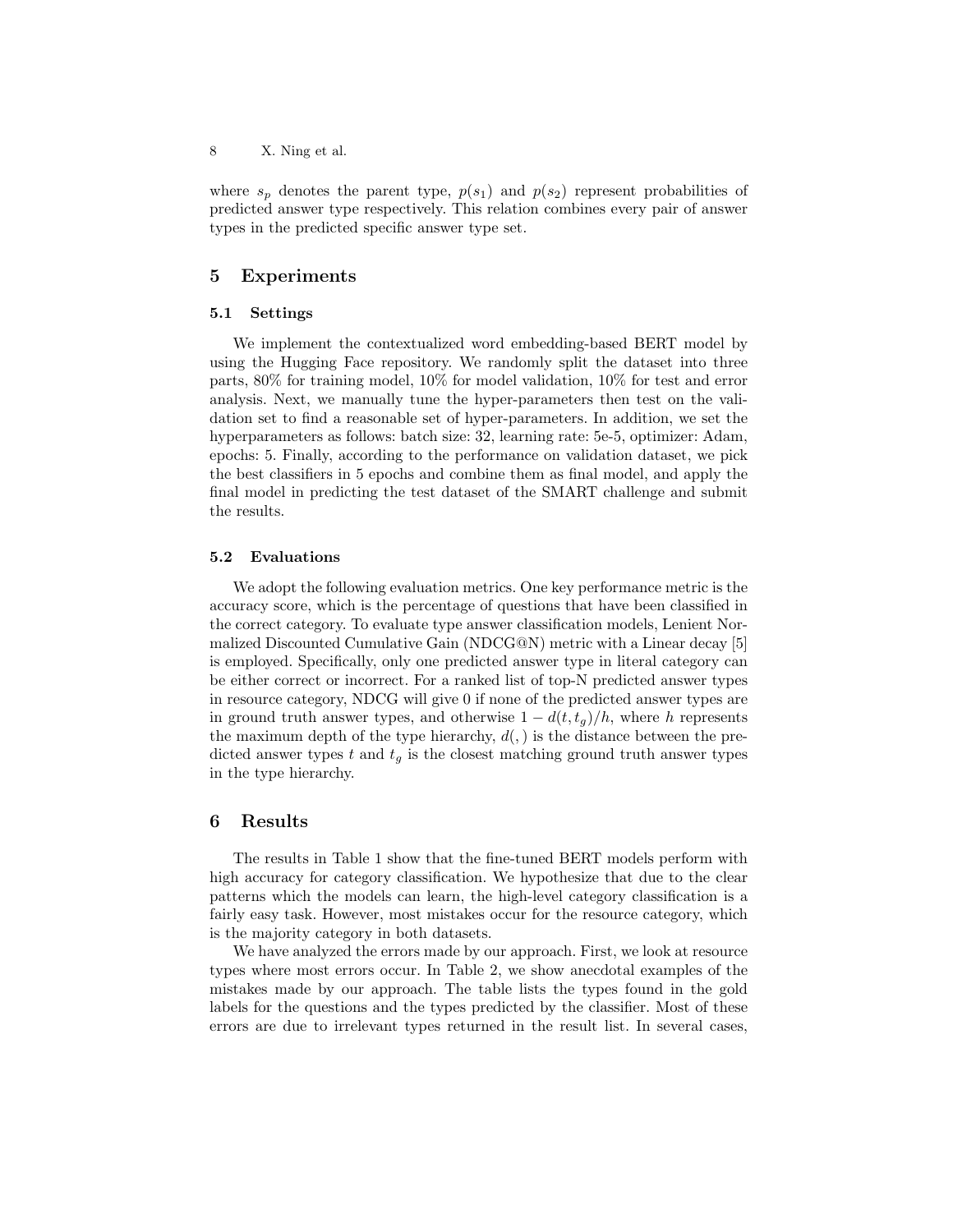where $s_p$ denotes the parent type, $p(s_1)$ and $p(s_2)$ represent probabilities of predicted answer type respectively. This relation combines every pair of answer types in the predicted specific answer type set.

## 5 Experiments

### 5.1 Settings

We implement the contextualized word embedding-based BERT model by using the Hugging Face repository. We randomly split the dataset into three parts, 80% for training model, 10% for model validation, 10% for test and error analysis. Next, we manually tune the hyper-parameters then test on the validation set to find a reasonable set of hyper-parameters. In addition, we set the hyperparameters as follows: batch size: 32, learning rate: 5e-5, optimizer: Adam, epochs: 5. Finally, according to the performance on validation dataset, we pick the best classifiers in 5 epochs and combine them as final model, and apply the final model in predicting the test dataset of the SMART challenge and submit the results.

### 5.2 Evaluations

We adopt the following evaluation metrics. One key performance metric is the accuracy score, which is the percentage of questions that have been classified in the correct category. To evaluate type answer classification models, Lenient Normalized Discounted Cumulative Gain (NDCG@N) metric with a Linear decay [5] is employed. Specifically, only one predicted answer type in literal category can be either correct or incorrect. For a ranked list of top-N predicted answer types in resource category, NDCG will give 0 if none of the predicted answer types are in ground truth answer types, and otherwise $1 - d(t, t_g)/h$, where $h$ represents the maximum depth of the type hierarchy, $d(,)$ is the distance between the predicted answer types $t$ and $t_g$ is the closest matching ground truth answer types in the type hierarchy.

## 6 Results

The results in Table 1 show that the fine-tuned BERT models perform with high accuracy for category classification. We hypothesize that due to the clear patterns which the models can learn, the high-level category classification is a fairly easy task. However, most mistakes occur for the resource category, which is the majority category in both datasets.

We have analyzed the errors made by our approach. First, we look at resource types where most errors occur. In Table 2, we show anecdotal examples of the mistakes made by our approach. The table lists the types found in the gold labels for the questions and the types predicted by the classifier. Most of these errors are due to irrelevant types returned in the result list. In several cases,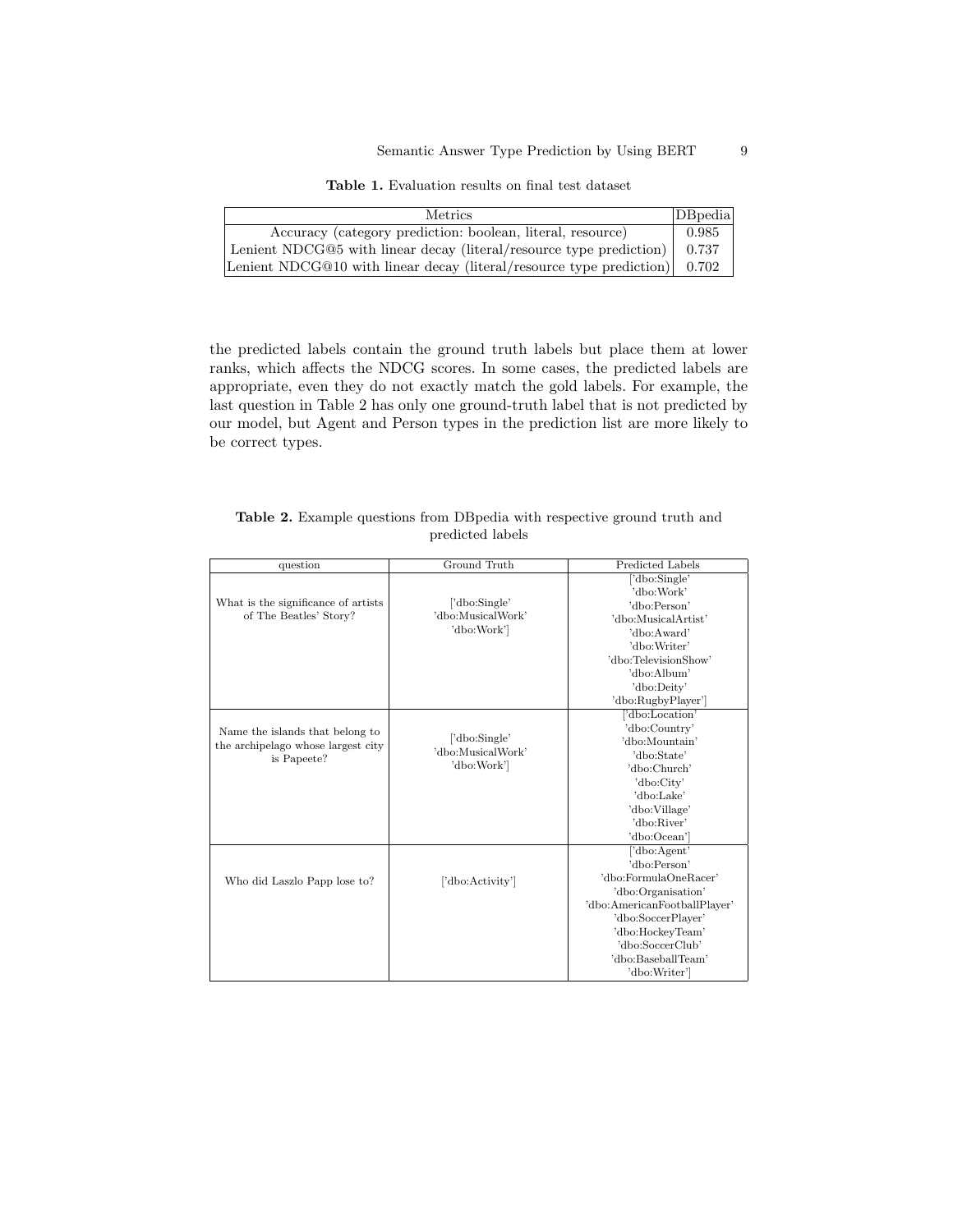**Table 1.** Evaluation results on final test dataset

| Metrics | DBpedia |
|---|---|
| Accuracy (category prediction: boolean, literal, resource) | 0.985 |
| Lenient NDCG@5 with linear decay (literal/resource type prediction) | 0.737 |
| Lenient NDCG@10 with linear decay (literal/resource type prediction) | 0.702 |

the predicted labels contain the ground truth labels but place them at lower ranks, which affects the NDCG scores. In some cases, the predicted labels are appropriate, even they do not exactly match the gold labels. For example, the last question in Table 2 has only one ground-truth label that is not predicted by our model, but Agent and Person types in the prediction list are more likely to be correct types.

**Table 2.** Example questions from DBpedia with respective ground truth and predicted labels

| question | Ground Truth | Predicted Labels |
|---|---|---|
| What is the significance of artists of The Beatles' Story? | ['dbo:Single' 'dbo:MusicalWork' 'dbo:Work'] | ['dbo:Single' 'dbo:Work' 'dbo:Person' 'dbo:MusicalArtist' 'dbo:Award' 'dbo:Writer' 'dbo:TelevisionShow' 'dbo:Album' 'dbo:Deity' 'dbo:RugbyPlayer'] |
| Name the islands that belong to the archipelago whose largest city is Papeete? | ['dbo:Single' 'dbo:MusicalWork' 'dbo:Work'] | ['dbo:Location' 'dbo:Country' 'dbo:Mountain' 'dbo:State' 'dbo:Church' 'dbo:City' 'dbo:Lake' 'dbo:Village' 'dbo:River' 'dbo:Ocean'] |
| Who did Laszlo Papp lose to? | ['dbo:Activity'] | ['dbo:Agent' 'dbo:Person' 'dbo:FormulaOneRacer' 'dbo:Organisation' 'dbo:AmericanFootballPlayer' 'dbo:SoccerPlayer' 'dbo:HockeyTeam' 'dbo:SoccerClub' 'dbo:BaseballTeam' 'dbo:Writer'] |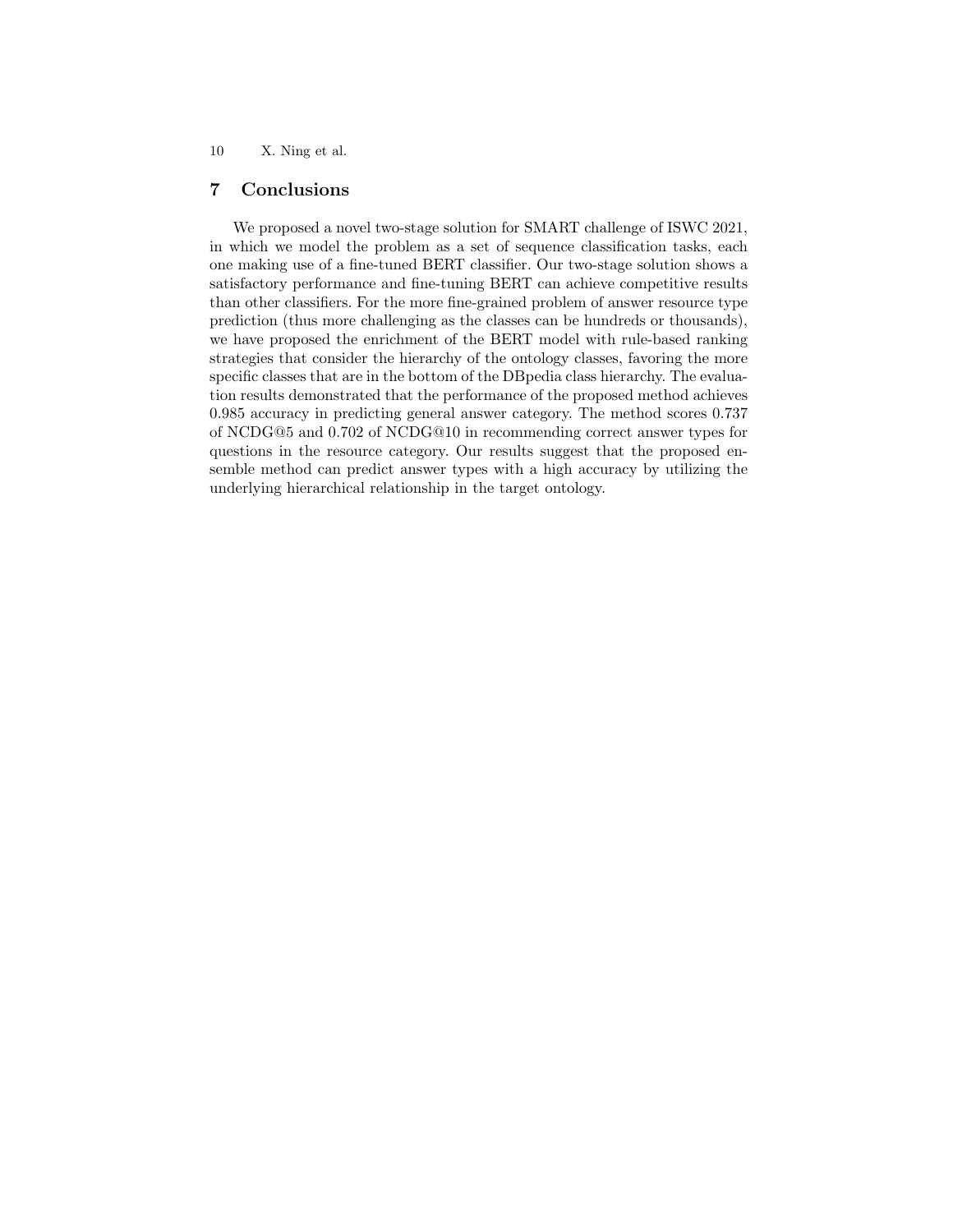## 7 Conclusions

We proposed a novel two-stage solution for SMART challenge of ISWC 2021, in which we model the problem as a set of sequence classification tasks, each one making use of a fine-tuned BERT classifier. Our two-stage solution shows a satisfactory performance and fine-tuning BERT can achieve competitive results than other classifiers. For the more fine-grained problem of answer resource type prediction (thus more challenging as the classes can be hundreds or thousands), we have proposed the enrichment of the BERT model with rule-based ranking strategies that consider the hierarchy of the ontology classes, favoring the more specific classes that are in the bottom of the DBpedia class hierarchy. The evaluation results demonstrated that the performance of the proposed method achieves 0.985 accuracy in predicting general answer category. The method scores 0.737 of NCDG@5 and 0.702 of NCDG@10 in recommending correct answer types for questions in the resource category. Our results suggest that the proposed ensemble method can predict answer types with a high accuracy by utilizing the underlying hierarchical relationship in the target ontology.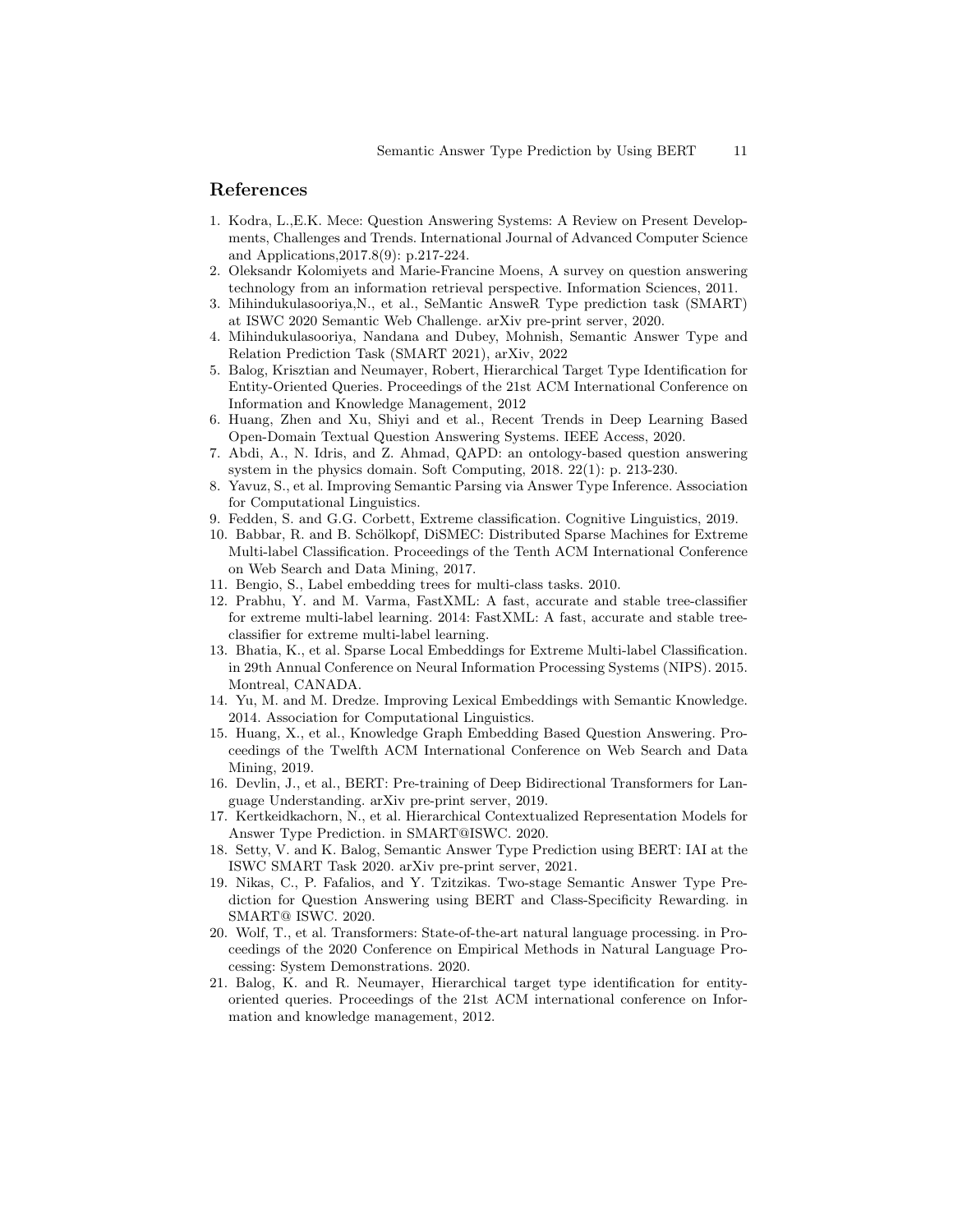## References

1. Kodra, L.,E.K. Mece: Question Answering Systems: A Review on Present Developments, Challenges and Trends. International Journal of Advanced Computer Science and Applications,2017.8(9): p.217-224.
2. Oleksandr Kolomiyets and Marie-Francine Moens, A survey on question answering technology from an information retrieval perspective. Information Sciences, 2011.
3. Mihindukulasooriya,N., et al., SeMantic AnsweR Type prediction task (SMART) at ISWC 2020 Semantic Web Challenge. arXiv pre-print server, 2020.
4. Mihindukulasooriya, Nandana and Dubey, Mohnish, Semantic Answer Type and Relation Prediction Task (SMART 2021), arXiv, 2022
5. Balog, Krisztian and Neumayer, Robert, Hierarchical Target Type Identification for Entity-Oriented Queries. Proceedings of the 21st ACM International Conference on Information and Knowledge Management, 2012
6. Huang, Zhen and Xu, Shiyi and et al., Recent Trends in Deep Learning Based Open-Domain Textual Question Answering Systems. IEEE Access, 2020.
7. Abdi, A., N. Idris, and Z. Ahmad, QAPD: an ontology-based question answering system in the physics domain. Soft Computing, 2018. 22(1): p. 213-230.
8. Yavuz, S., et al. Improving Semantic Parsing via Answer Type Inference. Association for Computational Linguistics.
9. Fedden, S. and G.G. Corbett, Extreme classification. Cognitive Linguistics, 2019.
10. Babbar, R. and B. Schölkopf, DiSMEC: Distributed Sparse Machines for Extreme Multi-label Classification. Proceedings of the Tenth ACM International Conference on Web Search and Data Mining, 2017.
11. Bengio, S., Label embedding trees for multi-class tasks. 2010.
12. Prabhu, Y. and M. Varma, FastXML: A fast, accurate and stable tree-classifier for extreme multi-label learning. 2014: FastXML: A fast, accurate and stable tree-classifier for extreme multi-label learning.
13. Bhatia, K., et al. Sparse Local Embeddings for Extreme Multi-label Classification. in 29th Annual Conference on Neural Information Processing Systems (NIPS). 2015. Montreal, CANADA.
14. Yu, M. and M. Dredze. Improving Lexical Embeddings with Semantic Knowledge. 2014. Association for Computational Linguistics.
15. Huang, X., et al., Knowledge Graph Embedding Based Question Answering. Proceedings of the Twelfth ACM International Conference on Web Search and Data Mining, 2019.
16. Devlin, J., et al., BERT: Pre-training of Deep Bidirectional Transformers for Language Understanding. arXiv pre-print server, 2019.
17. Kertkeidkachorn, N., et al. Hierarchical Contextualized Representation Models for Answer Type Prediction. in SMART@ISWC. 2020.
18. Setty, V. and K. Balog, Semantic Answer Type Prediction using BERT: IAI at the ISWC SMART Task 2020. arXiv pre-print server, 2021.
19. Nikas, C., P. Fafalios, and Y. Tzitzikas. Two-stage Semantic Answer Type Prediction for Question Answering using BERT and Class-Specificity Rewarding. in SMART@ ISWC. 2020.
20. Wolf, T., et al. Transformers: State-of-the-art natural language processing. in Proceedings of the 2020 Conference on Empirical Methods in Natural Language Processing: System Demonstrations. 2020.
21. Balog, K. and R. Neumayer, Hierarchical target type identification for entity-oriented queries. Proceedings of the 21st ACM international conference on Information and knowledge management, 2012.